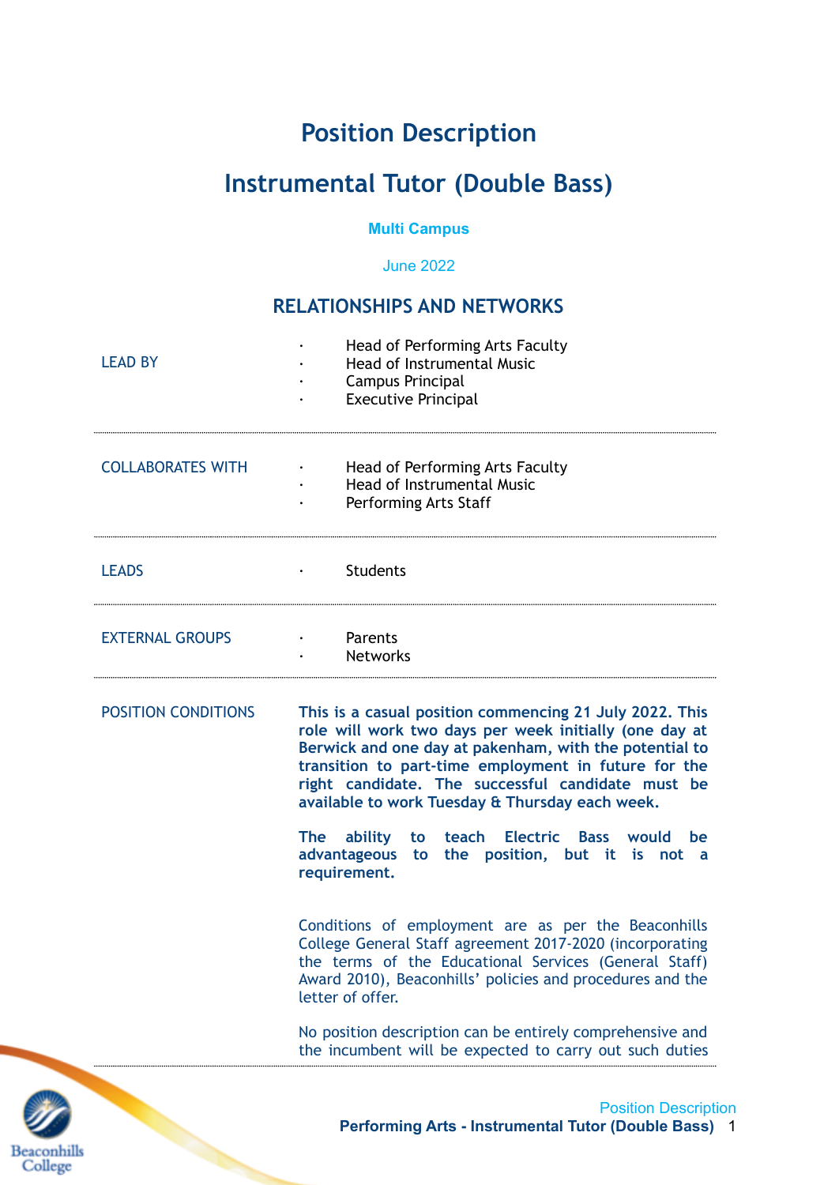# Position Description

# Instrumental Tutor (Double Bass)

**Multi Campus**

June 2022

## RELATIONSHIPS AND NETWORKS

| | |
|---|---|
| LEAD BY | • Head of Performing Arts Faculty<br>• Head of Instrumental Music<br>• Campus Principal<br>• Executive Principal |
| COLLABORATES WITH | • Head of Performing Arts Faculty<br>• Head of Instrumental Music<br>• Performing Arts Staff |
| LEADS | • Students |
| EXTERNAL GROUPS | • Parents<br>• Networks |
| POSITION CONDITIONS | **This is a casual position commencing 21 July 2022. This role will work two days per week initially (one day at Berwick and one day at pakenham, with the potential to transition to part-time employment in future for the right candidate. The successful candidate must be available to work Tuesday & Thursday each week.**<br><br>**The ability to teach Electric Bass would be advantageous to the position, but it is not a requirement.**<br><br>Conditions of employment are as per the Beaconhills College General Staff agreement 2017-2020 (incorporating the terms of the Educational Services (General Staff) Award 2010), Beaconhills' policies and procedures and the letter of offer.<br><br>No position description can be entirely comprehensive and the incumbent will be expected to carry out such duties |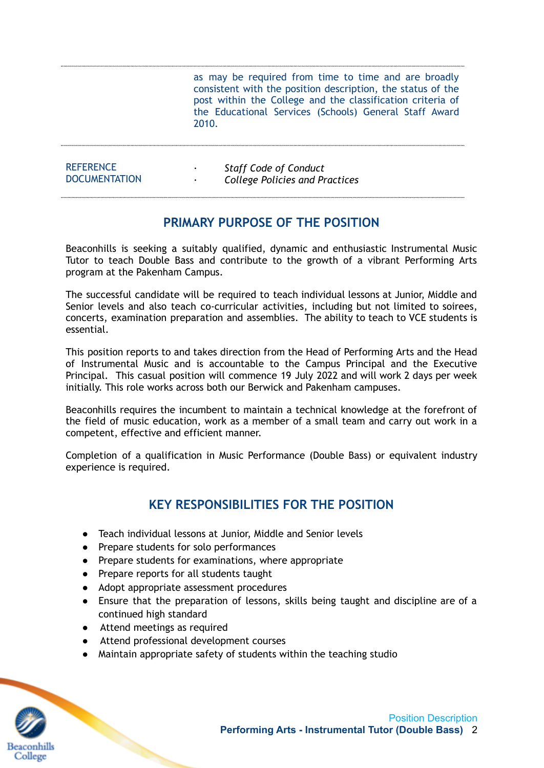| | |
|---|---|
| | as may be required from time to time and are broadly consistent with the position description, the status of the post within the College and the classification criteria of the Educational Services (Schools) General Staff Award 2010. |
| REFERENCE DOCUMENTATION | · *Staff Code of Conduct*<br>· *College Policies and Practices* |

## PRIMARY PURPOSE OF THE POSITION

Beaconhills is seeking a suitably qualified, dynamic and enthusiastic Instrumental Music Tutor to teach Double Bass and contribute to the growth of a vibrant Performing Arts program at the Pakenham Campus.

The successful candidate will be required to teach individual lessons at Junior, Middle and Senior levels and also teach co-curricular activities, including but not limited to soirees, concerts, examination preparation and assemblies. The ability to teach to VCE students is essential.

This position reports to and takes direction from the Head of Performing Arts and the Head of Instrumental Music and is accountable to the Campus Principal and the Executive Principal. This casual position will commence 19 July 2022 and will work 2 days per week initially. This role works across both our Berwick and Pakenham campuses.

Beaconhills requires the incumbent to maintain a technical knowledge at the forefront of the field of music education, work as a member of a small team and carry out work in a competent, effective and efficient manner.

Completion of a qualification in Music Performance (Double Bass) or equivalent industry experience is required.

## KEY RESPONSIBILITIES FOR THE POSITION

- Teach individual lessons at Junior, Middle and Senior levels
- Prepare students for solo performances
- Prepare students for examinations, where appropriate
- Prepare reports for all students taught
- Adopt appropriate assessment procedures
- Ensure that the preparation of lessons, skills being taught and discipline are of a continued high standard
- Attend meetings as required
- Attend professional development courses
- Maintain appropriate safety of students within the teaching studio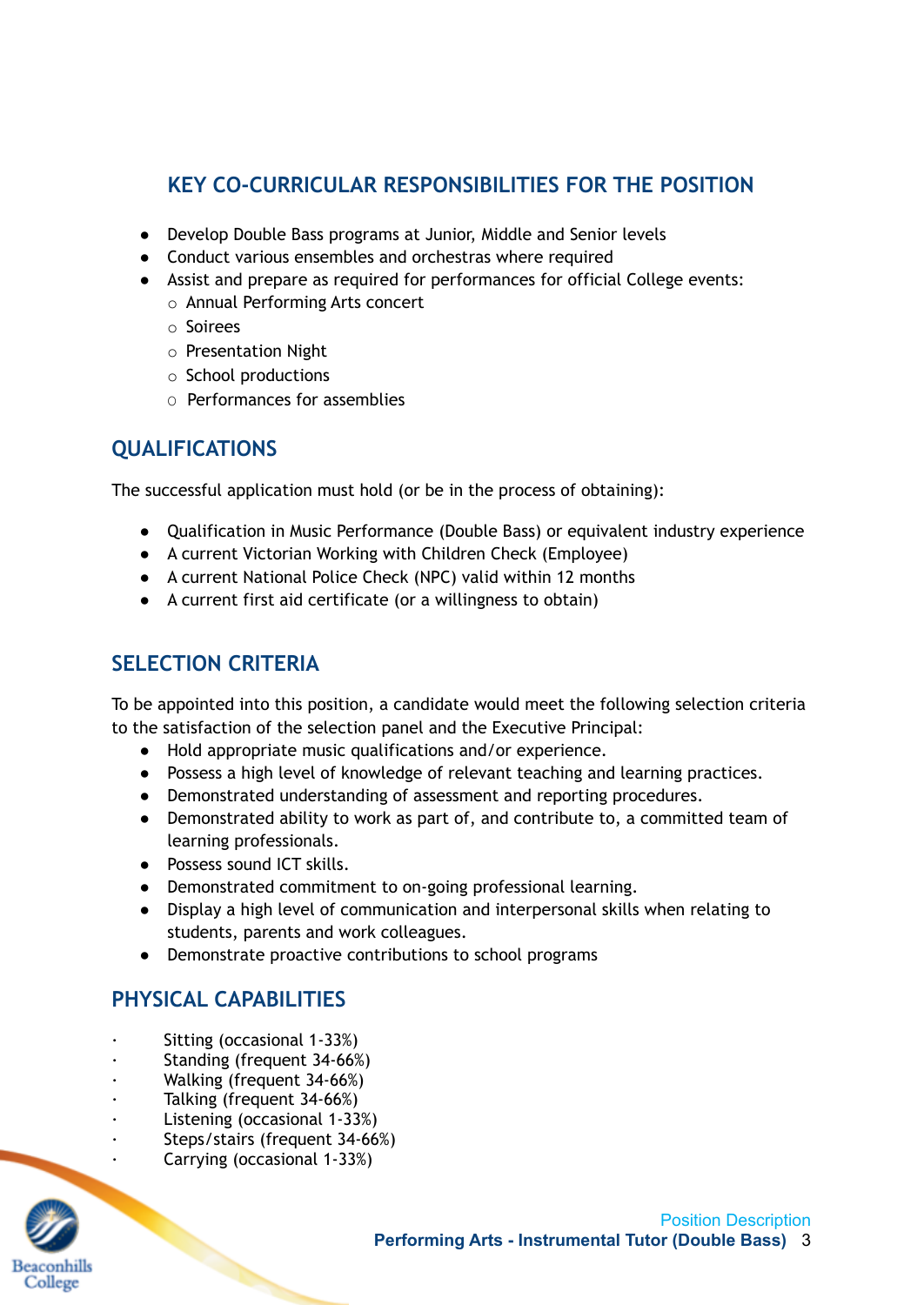## KEY CO-CURRICULAR RESPONSIBILITIES FOR THE POSITION

- Develop Double Bass programs at Junior, Middle and Senior levels
- Conduct various ensembles and orchestras where required
- Assist and prepare as required for performances for official College events:
  - Annual Performing Arts concert
  - Soirees
  - Presentation Night
  - School productions
  - Performances for assemblies

## QUALIFICATIONS

The successful application must hold (or be in the process of obtaining):

- Qualification in Music Performance (Double Bass) or equivalent industry experience
- A current Victorian Working with Children Check (Employee)
- A current National Police Check (NPC) valid within 12 months
- A current first aid certificate (or a willingness to obtain)

## SELECTION CRITERIA

To be appointed into this position, a candidate would meet the following selection criteria to the satisfaction of the selection panel and the Executive Principal:

- Hold appropriate music qualifications and/or experience.
- Possess a high level of knowledge of relevant teaching and learning practices.
- Demonstrated understanding of assessment and reporting procedures.
- Demonstrated ability to work as part of, and contribute to, a committed team of learning professionals.
- Possess sound ICT skills.
- Demonstrated commitment to on-going professional learning.
- Display a high level of communication and interpersonal skills when relating to students, parents and work colleagues.
- Demonstrate proactive contributions to school programs

## PHYSICAL CAPABILITIES

- Sitting (occasional 1-33%)
- Standing (frequent 34-66%)
- Walking (frequent 34-66%)
- Talking (frequent 34-66%)
- Listening (occasional 1-33%)
- Steps/stairs (frequent 34-66%)
- Carrying (occasional 1-33%)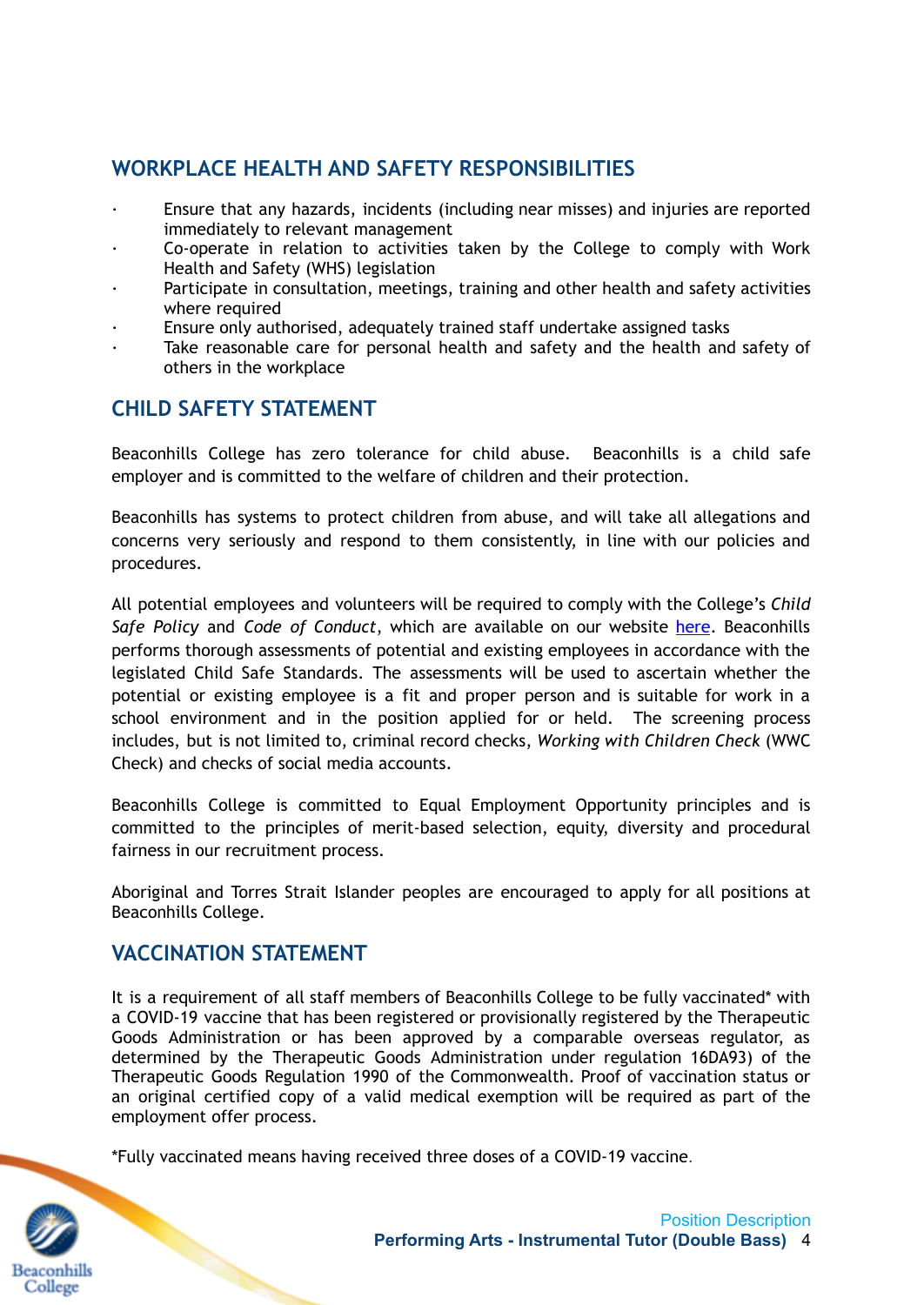## WORKPLACE HEALTH AND SAFETY RESPONSIBILITIES

- Ensure that any hazards, incidents (including near misses) and injuries are reported immediately to relevant management
- Co-operate in relation to activities taken by the College to comply with Work Health and Safety (WHS) legislation
- Participate in consultation, meetings, training and other health and safety activities where required
- Ensure only authorised, adequately trained staff undertake assigned tasks
- Take reasonable care for personal health and safety and the health and safety of others in the workplace

## CHILD SAFETY STATEMENT

Beaconhills College has zero tolerance for child abuse. Beaconhills is a child safe employer and is committed to the welfare of children and their protection.

Beaconhills has systems to protect children from abuse, and will take all allegations and concerns very seriously and respond to them consistently, in line with our policies and procedures.

All potential employees and volunteers will be required to comply with the College's *Child Safe Policy* and *Code of Conduct*, which are available on our website here. Beaconhills performs thorough assessments of potential and existing employees in accordance with the legislated Child Safe Standards. The assessments will be used to ascertain whether the potential or existing employee is a fit and proper person and is suitable for work in a school environment and in the position applied for or held. The screening process includes, but is not limited to, criminal record checks, *Working with Children Check* (WWC Check) and checks of social media accounts.

Beaconhills College is committed to Equal Employment Opportunity principles and is committed to the principles of merit-based selection, equity, diversity and procedural fairness in our recruitment process.

Aboriginal and Torres Strait Islander peoples are encouraged to apply for all positions at Beaconhills College.

## VACCINATION STATEMENT

It is a requirement of all staff members of Beaconhills College to be fully vaccinated* with a COVID-19 vaccine that has been registered or provisionally registered by the Therapeutic Goods Administration or has been approved by a comparable overseas regulator, as determined by the Therapeutic Goods Administration under regulation 16DA93) of the Therapeutic Goods Regulation 1990 of the Commonwealth. Proof of vaccination status or an original certified copy of a valid medical exemption will be required as part of the employment offer process.

*Fully vaccinated means having received three doses of a COVID-19 vaccine.